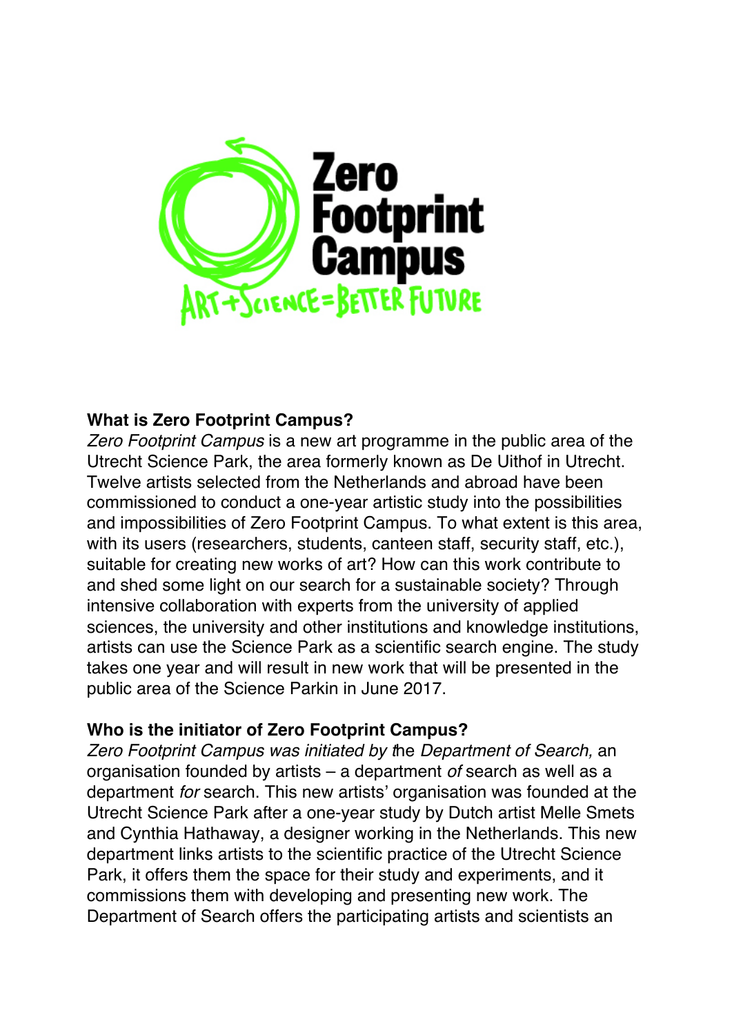Zero Footprint Campus

ART + SCIENCE = BETTER FUTURE

**What is Zero Footprint Campus?**

*Zero Footprint Campus* is a new art programme in the public area of the Utrecht Science Park, the area formerly known as De Uithof in Utrecht. Twelve artists selected from the Netherlands and abroad have been commissioned to conduct a one-year artistic study into the possibilities and impossibilities of Zero Footprint Campus. To what extent is this area, with its users (researchers, students, canteen staff, security staff, etc.), suitable for creating new works of art? How can this work contribute to and shed some light on our search for a sustainable society? Through intensive collaboration with experts from the university of applied sciences, the university and other institutions and knowledge institutions, artists can use the Science Park as a scientific search engine. The study takes one year and will result in new work that will be presented in the public area of the Science Parkin in June 2017.

**Who is the initiator of Zero Footprint Campus?**

*Zero Footprint Campus was initiated by t*he *Department of Search,* an organisation founded by artists – a department *of* search as well as a department *for* search. This new artists' organisation was founded at the Utrecht Science Park after a one-year study by Dutch artist Melle Smets and Cynthia Hathaway, a designer working in the Netherlands. This new department links artists to the scientific practice of the Utrecht Science Park, it offers them the space for their study and experiments, and it commissions them with developing and presenting new work. The Department of Search offers the participating artists and scientists an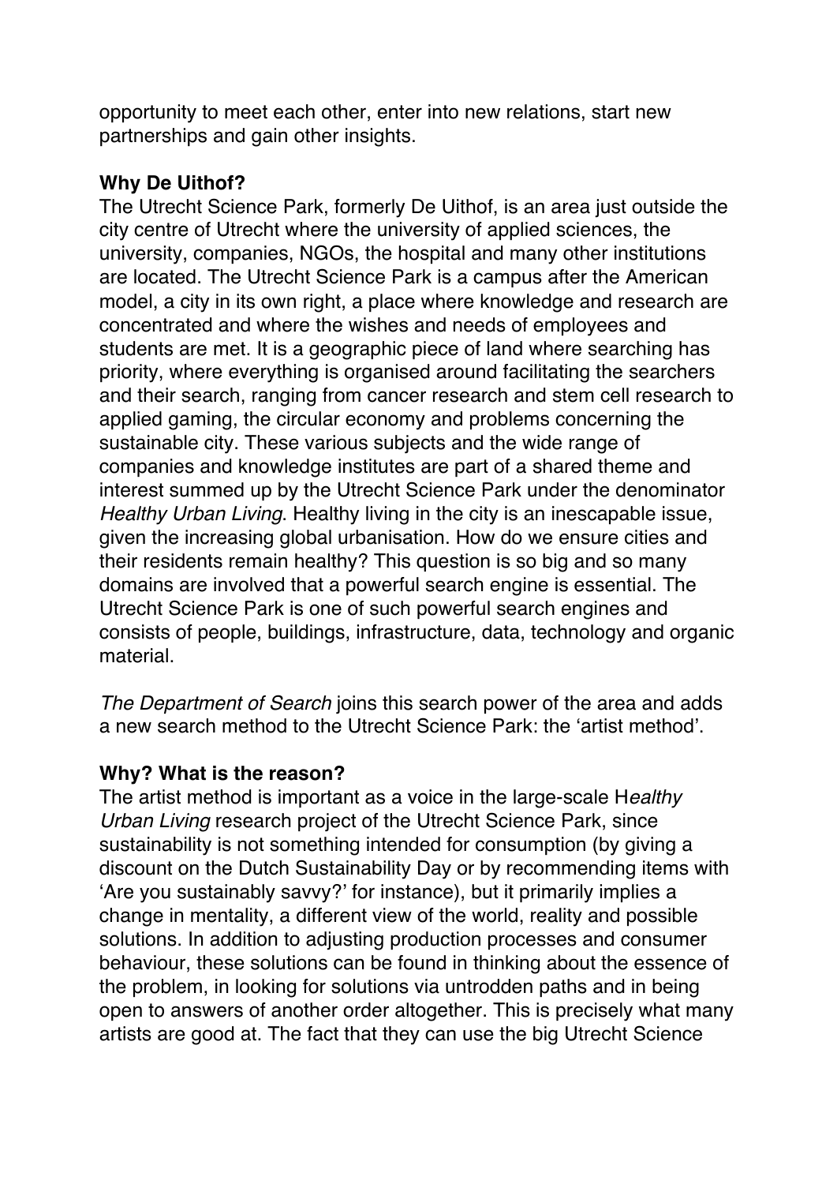opportunity to meet each other, enter into new relations, start new partnerships and gain other insights.

**Why De Uithof?**

The Utrecht Science Park, formerly De Uithof, is an area just outside the city centre of Utrecht where the university of applied sciences, the university, companies, NGOs, the hospital and many other institutions are located. The Utrecht Science Park is a campus after the American model, a city in its own right, a place where knowledge and research are concentrated and where the wishes and needs of employees and students are met. It is a geographic piece of land where searching has priority, where everything is organised around facilitating the searchers and their search, ranging from cancer research and stem cell research to applied gaming, the circular economy and problems concerning the sustainable city. These various subjects and the wide range of companies and knowledge institutes are part of a shared theme and interest summed up by the Utrecht Science Park under the denominator *Healthy Urban Living*. Healthy living in the city is an inescapable issue, given the increasing global urbanisation. How do we ensure cities and their residents remain healthy? This question is so big and so many domains are involved that a powerful search engine is essential. The Utrecht Science Park is one of such powerful search engines and consists of people, buildings, infrastructure, data, technology and organic material.

*The Department of Search* joins this search power of the area and adds a new search method to the Utrecht Science Park: the 'artist method'.

**Why? What is the reason?**

The artist method is important as a voice in the large-scale H*ealthy Urban Living* research project of the Utrecht Science Park, since sustainability is not something intended for consumption (by giving a discount on the Dutch Sustainability Day or by recommending items with 'Are you sustainably savvy?' for instance), but it primarily implies a change in mentality, a different view of the world, reality and possible solutions. In addition to adjusting production processes and consumer behaviour, these solutions can be found in thinking about the essence of the problem, in looking for solutions via untrodden paths and in being open to answers of another order altogether. This is precisely what many artists are good at. The fact that they can use the big Utrecht Science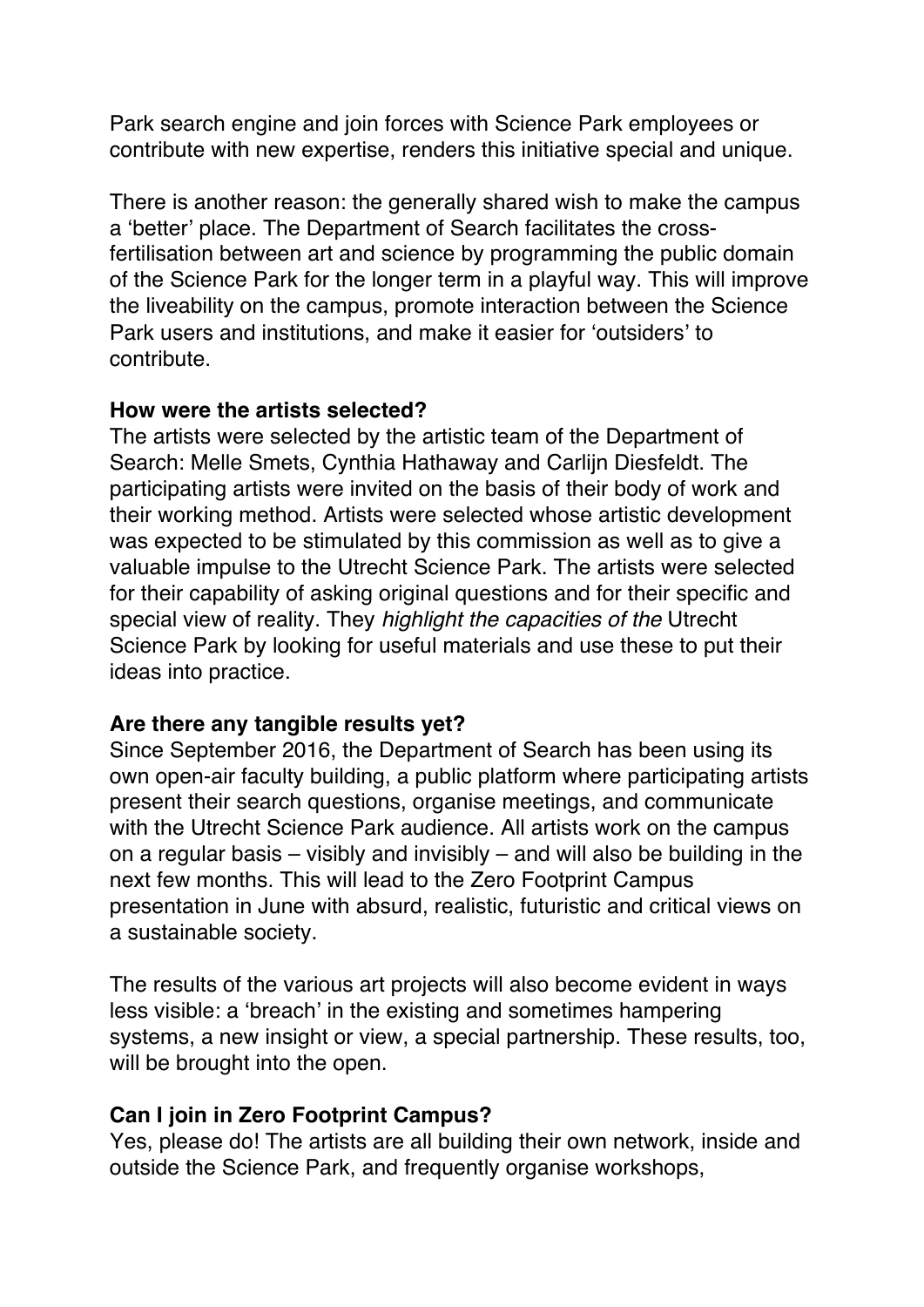Park search engine and join forces with Science Park employees or contribute with new expertise, renders this initiative special and unique.

There is another reason: the generally shared wish to make the campus a 'better' place. The Department of Search facilitates the cross-fertilisation between art and science by programming the public domain of the Science Park for the longer term in a playful way. This will improve the liveability on the campus, promote interaction between the Science Park users and institutions, and make it easier for 'outsiders' to contribute.

**How were the artists selected?**
The artists were selected by the artistic team of the Department of Search: Melle Smets, Cynthia Hathaway and Carlijn Diesfeldt. The participating artists were invited on the basis of their body of work and their working method. Artists were selected whose artistic development was expected to be stimulated by this commission as well as to give a valuable impulse to the Utrecht Science Park. The artists were selected for their capability of asking original questions and for their specific and special view of reality. They *highlight the capacities of the* Utrecht Science Park by looking for useful materials and use these to put their ideas into practice.

**Are there any tangible results yet?**
Since September 2016, the Department of Search has been using its own open-air faculty building, a public platform where participating artists present their search questions, organise meetings, and communicate with the Utrecht Science Park audience. All artists work on the campus on a regular basis – visibly and invisibly – and will also be building in the next few months. This will lead to the Zero Footprint Campus presentation in June with absurd, realistic, futuristic and critical views on a sustainable society.

The results of the various art projects will also become evident in ways less visible: a 'breach' in the existing and sometimes hampering systems, a new insight or view, a special partnership. These results, too, will be brought into the open.

**Can I join in Zero Footprint Campus?**
Yes, please do! The artists are all building their own network, inside and outside the Science Park, and frequently organise workshops,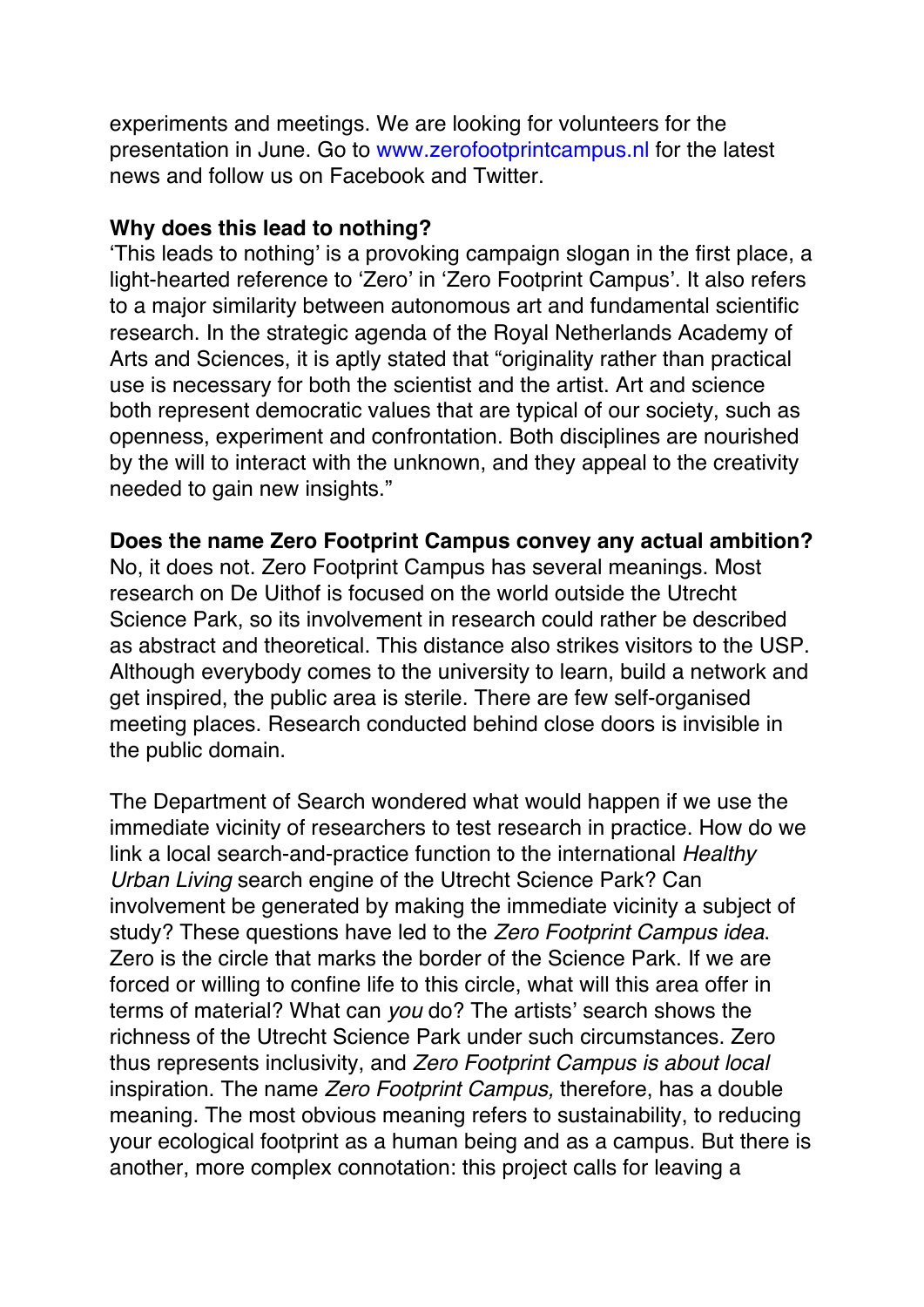experiments and meetings. We are looking for volunteers for the presentation in June. Go to www.zerofootprintcampus.nl for the latest news and follow us on Facebook and Twitter.

**Why does this lead to nothing?**
'This leads to nothing' is a provoking campaign slogan in the first place, a light-hearted reference to 'Zero' in 'Zero Footprint Campus'. It also refers to a major similarity between autonomous art and fundamental scientific research. In the strategic agenda of the Royal Netherlands Academy of Arts and Sciences, it is aptly stated that "originality rather than practical use is necessary for both the scientist and the artist. Art and science both represent democratic values that are typical of our society, such as openness, experiment and confrontation. Both disciplines are nourished by the will to interact with the unknown, and they appeal to the creativity needed to gain new insights."

**Does the name Zero Footprint Campus convey any actual ambition?**
No, it does not. Zero Footprint Campus has several meanings. Most research on De Uithof is focused on the world outside the Utrecht Science Park, so its involvement in research could rather be described as abstract and theoretical. This distance also strikes visitors to the USP. Although everybody comes to the university to learn, build a network and get inspired, the public area is sterile. There are few self-organised meeting places. Research conducted behind close doors is invisible in the public domain.

The Department of Search wondered what would happen if we use the immediate vicinity of researchers to test research in practice. How do we link a local search-and-practice function to the international *Healthy Urban Living* search engine of the Utrecht Science Park? Can involvement be generated by making the immediate vicinity a subject of study? These questions have led to the *Zero Footprint Campus idea*. Zero is the circle that marks the border of the Science Park. If we are forced or willing to confine life to this circle, what will this area offer in terms of material? What can *you* do? The artists' search shows the richness of the Utrecht Science Park under such circumstances. Zero thus represents inclusivity, and *Zero Footprint Campus is about local* inspiration. The name *Zero Footprint Campus,* therefore, has a double meaning. The most obvious meaning refers to sustainability, to reducing your ecological footprint as a human being and as a campus. But there is another, more complex connotation: this project calls for leaving a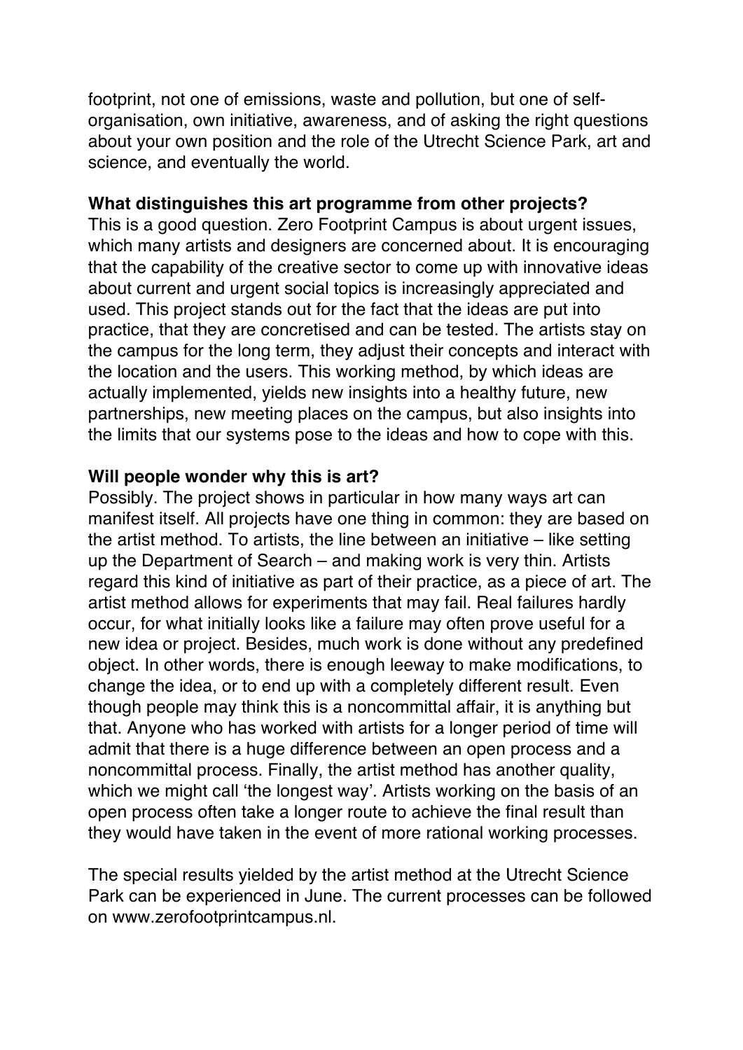footprint, not one of emissions, waste and pollution, but one of self-organisation, own initiative, awareness, and of asking the right questions about your own position and the role of the Utrecht Science Park, art and science, and eventually the world.

**What distinguishes this art programme from other projects?**

This is a good question. Zero Footprint Campus is about urgent issues, which many artists and designers are concerned about. It is encouraging that the capability of the creative sector to come up with innovative ideas about current and urgent social topics is increasingly appreciated and used. This project stands out for the fact that the ideas are put into practice, that they are concretised and can be tested. The artists stay on the campus for the long term, they adjust their concepts and interact with the location and the users. This working method, by which ideas are actually implemented, yields new insights into a healthy future, new partnerships, new meeting places on the campus, but also insights into the limits that our systems pose to the ideas and how to cope with this.

**Will people wonder why this is art?**

Possibly. The project shows in particular in how many ways art can manifest itself. All projects have one thing in common: they are based on the artist method. To artists, the line between an initiative – like setting up the Department of Search – and making work is very thin. Artists regard this kind of initiative as part of their practice, as a piece of art. The artist method allows for experiments that may fail. Real failures hardly occur, for what initially looks like a failure may often prove useful for a new idea or project. Besides, much work is done without any predefined object. In other words, there is enough leeway to make modifications, to change the idea, or to end up with a completely different result. Even though people may think this is a noncommittal affair, it is anything but that. Anyone who has worked with artists for a longer period of time will admit that there is a huge difference between an open process and a noncommittal process. Finally, the artist method has another quality, which we might call 'the longest way'. Artists working on the basis of an open process often take a longer route to achieve the final result than they would have taken in the event of more rational working processes.

The special results yielded by the artist method at the Utrecht Science Park can be experienced in June. The current processes can be followed on www.zerofootprintcampus.nl.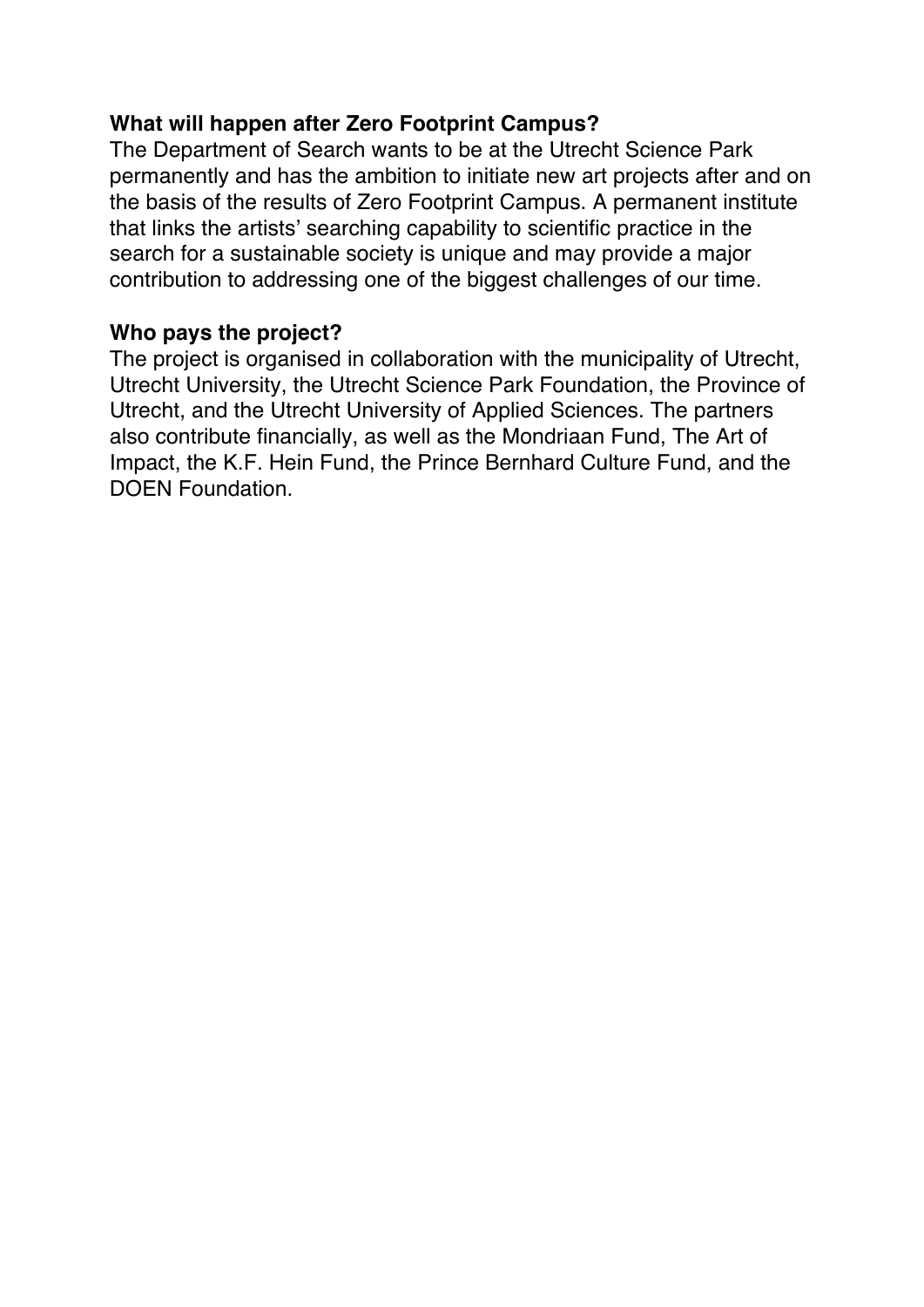**What will happen after Zero Footprint Campus?**

The Department of Search wants to be at the Utrecht Science Park permanently and has the ambition to initiate new art projects after and on the basis of the results of Zero Footprint Campus. A permanent institute that links the artists' searching capability to scientific practice in the search for a sustainable society is unique and may provide a major contribution to addressing one of the biggest challenges of our time.

**Who pays the project?**

The project is organised in collaboration with the municipality of Utrecht, Utrecht University, the Utrecht Science Park Foundation, the Province of Utrecht, and the Utrecht University of Applied Sciences. The partners also contribute financially, as well as the Mondriaan Fund, The Art of Impact, the K.F. Hein Fund, the Prince Bernhard Culture Fund, and the DOEN Foundation.